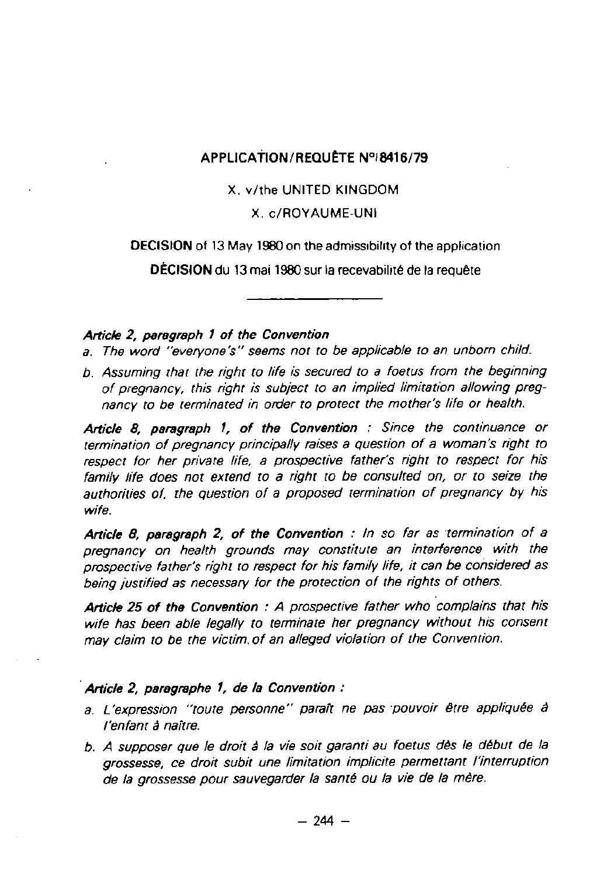## APPLICATION/REQUÊTE N° 8416/79

X. v/the UNITED KINGDOM

X. c/ROYAUME-UNI

**DECISION** of 13 May 1980 on the admissibility of the application

**DÉCISION** du 13 mai 1980 sur la recevabilité de la requête

---

***Article 2, paragraph 1 of the Convention***

*a. The word "everyone's" seems not to be applicable to an unborn child.*

*b. Assuming that the right to life is secured to a foetus from the beginning of pregnancy, this right is subject to an implied limitation allowing pregnancy to be terminated in order to protect the mother's life or health.*

***Article 8, paragraph 1, of the Convention** : Since the continuance or termination of pregnancy principally raises a question of a woman's right to respect for her private life, a prospective father's right to respect for his family life does not extend to a right to be consulted on, or to seize the authorities of, the question of a proposed termination of pregnancy by his wife.*

***Article 8, paragraph 2, of the Convention** : In so far as termination of a pregnancy on health grounds may constitute an interference with the prospective father's right to respect for his family life, it can be considered as being justified as necessary for the protection of the rights of others.*

***Article 25 of the Convention** : A prospective father who complains that his wife has been able legally to terminate her pregnancy without his consent may claim to be the victim of an alleged violation of the Convention.*

***Article 2, paragraphe 1, de la Convention :***

*a. L'expression "toute personne" paraît ne pas pouvoir être appliquée à l'enfant à naître.*

*b. A supposer que le droit à la vie soit garanti au foetus dès le début de la grossesse, ce droit subit une limitation implicite permettant l'interruption de la grossesse pour sauvegarder la santé ou la vie de la mère.*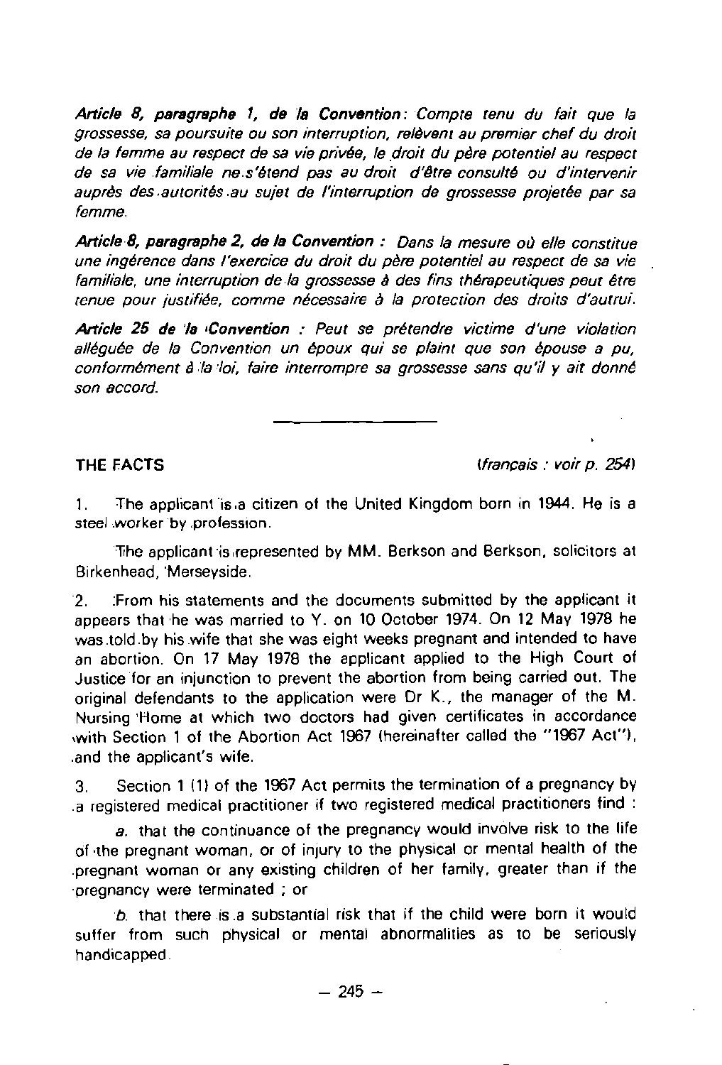***Article 8, paragraphe 1, de la Convention**: Compte tenu du fait que la grossesse, sa poursuite ou son interruption, relèvent au premier chef du droit de la femme au respect de sa vie privée, le droit du père potentiel au respect de sa vie familiale ne s'étend pas au droit d'être consulté ou d'intervenir auprès des autorités au sujet de l'interruption de grossesse projetée par sa femme.*

***Article 8, paragraphe 2, de la Convention** : Dans la mesure où elle constitue une ingérence dans l'exercice du droit du père potentiel au respect de sa vie familiale, une interruption de la grossesse à des fins thérapeutiques peut être tenue pour justifiée, comme nécessaire à la protection des droits d'autrui.*

***Article 25 de la Convention** : Peut se prétendre victime d'une violation alléguée de la Convention un époux qui se plaint que son épouse a pu, conformément à la loi, faire interrompre sa grossesse sans qu'il y ait donné son accord.*

---

**THE FACTS** *(français : voir p. 254)*

1. The applicant is a citizen of the United Kingdom born in 1944. He is a steel worker by profession.

The applicant is represented by MM. Berkson and Berkson, solicitors at Birkenhead, Merseyside.

2. From his statements and the documents submitted by the applicant it appears that he was married to Y. on 10 October 1974. On 12 May 1978 he was told by his wife that she was eight weeks pregnant and intended to have an abortion. On 17 May 1978 the applicant applied to the High Court of Justice for an injunction to prevent the abortion from being carried out. The original defendants to the application were Dr K., the manager of the M. Nursing Home at which two doctors had given certificates in accordance with Section 1 of the Abortion Act 1967 (hereinafter called the "1967 Act"), and the applicant's wife.

3. Section 1 (1) of the 1967 Act permits the termination of a pregnancy by a registered medical practitioner if two registered medical practitioners find :

*a.* that the continuance of the pregnancy would involve risk to the life of the pregnant woman, or of injury to the physical or mental health of the pregnant woman or any existing children of her family, greater than if the pregnancy were terminated ; or

*b.* that there is a substantial risk that if the child were born it would suffer from such physical or mental abnormalities as to be seriously handicapped.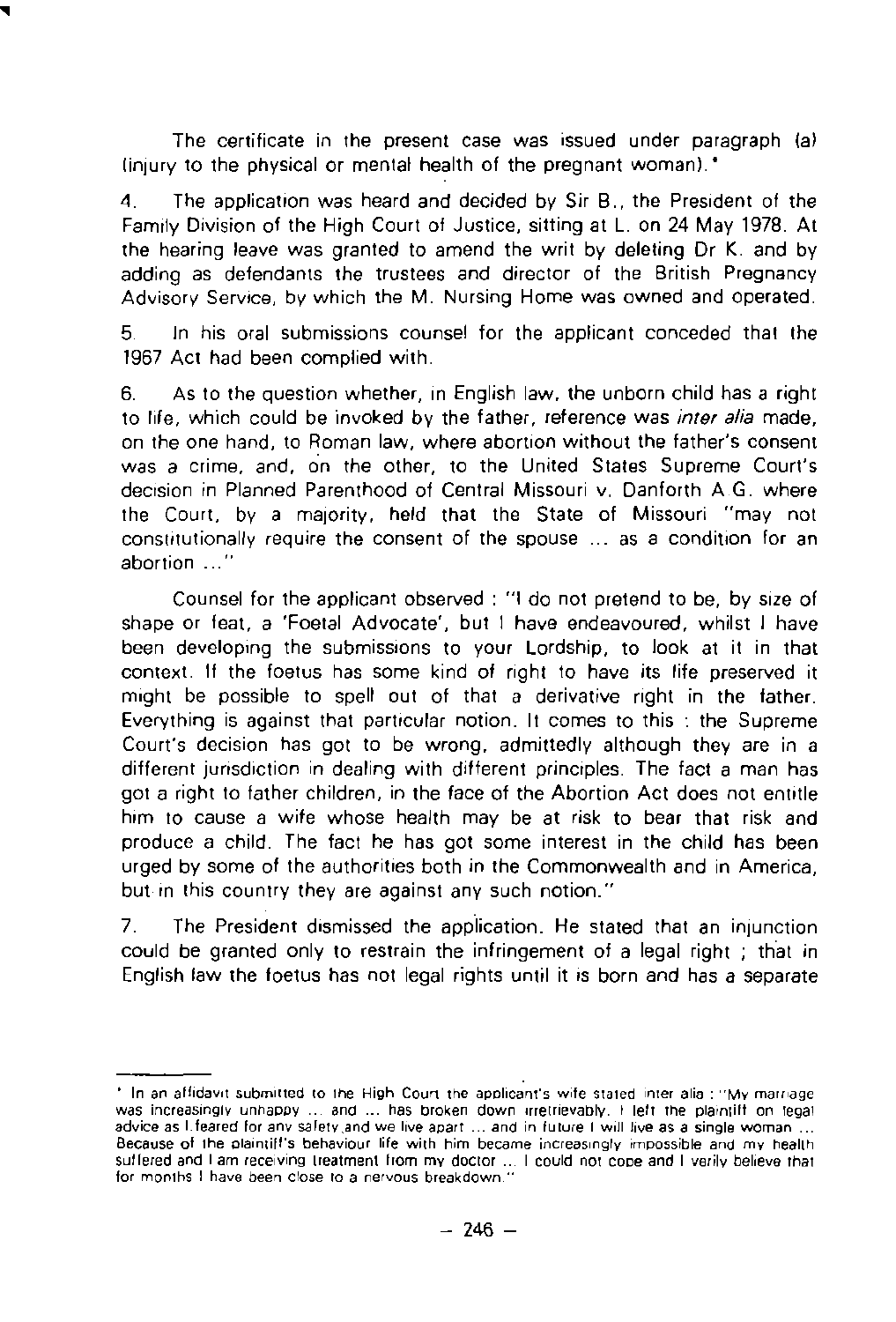The certificate in the present case was issued under paragraph (a) (injury to the physical or mental health of the pregnant woman).*

4. The application was heard and decided by Sir B., the President of the Family Division of the High Court of Justice, sitting at L. on 24 May 1978. At the hearing leave was granted to amend the writ by deleting Dr K. and by adding as defendants the trustees and director of the British Pregnancy Advisory Service, by which the M. Nursing Home was owned and operated.

5. In his oral submissions counsel for the applicant conceded that the 1967 Act had been complied with.

6. As to the question whether, in English law, the unborn child has a right to life, which could be invoked by the father, reference was *inter alia* made, on the one hand, to Roman law, where abortion without the father's consent was a crime, and, on the other, to the United States Supreme Court's decision in Planned Parenthood of Central Missouri v. Danforth A.G. where the Court, by a majority, held that the State of Missouri "may not constitutionally require the consent of the spouse ... as a condition for an abortion ..."

Counsel for the applicant observed : "I do not pretend to be, by size of shape or feat, a 'Foetal Advocate', but I have endeavoured, whilst I have been developing the submissions to your Lordship, to look at it in that context. If the foetus has some kind of right to have its life preserved it might be possible to spell out of that a derivative right in the father. Everything is against that particular notion. It comes to this : the Supreme Court's decision has got to be wrong, admittedly although they are in a different jurisdiction in dealing with different principles. The fact a man has got a right to father children, in the face of the Abortion Act does not entitle him to cause a wife whose health may be at risk to bear that risk and produce a child. The fact he has got some interest in the child has been urged by some of the authorities both in the Commonwealth and in America, but in this country they are against any such notion."

7. The President dismissed the application. He stated that an injunction could be granted only to restrain the infringement of a legal right ; that in English law the foetus has not legal rights until it is born and has a separate

---

* In an affidavit submitted to the High Court the applicant's wife stated inter alia : "My marriage was increasingly unhappy ... and ... has broken down irretrievably. I left the plaintiff on legal advice as I feared for any safety and we live apart ... and in future I will live as a single woman ... Because of the plaintiff's behaviour life with him became increasingly impossible and my health suffered and I am receiving treatment from my doctor ... I could not cope and I verily believe that for months I have been close to a nervous breakdown."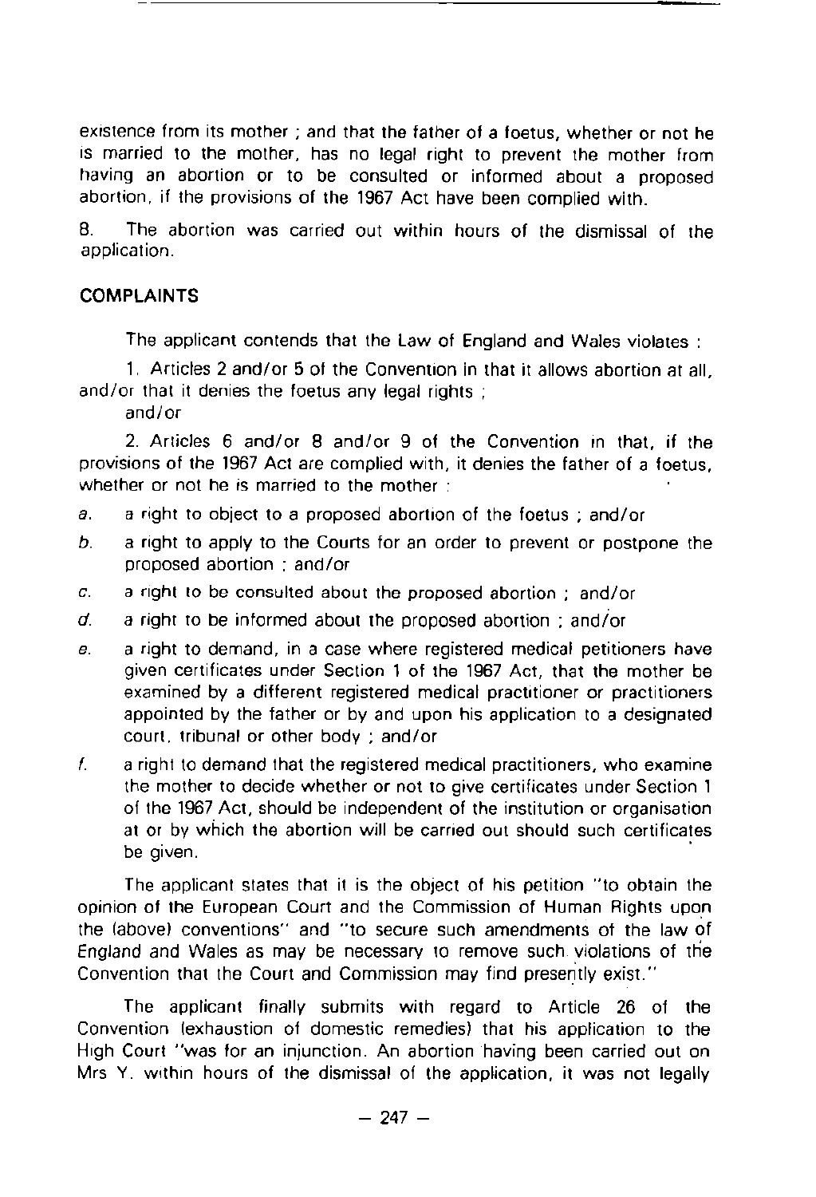existence from its mother ; and that the father of a foetus, whether or not he is married to the mother, has no legal right to prevent the mother from having an abortion or to be consulted or informed about a proposed abortion, if the provisions of the 1967 Act have been complied with.

8. The abortion was carried out within hours of the dismissal of the application.

## COMPLAINTS

The applicant contends that the Law of England and Wales violates :

1. Articles 2 and/or 5 of the Convention in that it allows abortion at all, and/or that it denies the foetus any legal rights ;

and/or

2. Articles 6 and/or 8 and/or 9 of the Convention in that, if the provisions of the 1967 Act are complied with, it denies the father of a foetus, whether or not he is married to the mother :

*a.* a right to object to a proposed abortion of the foetus ; and/or

*b.* a right to apply to the Courts for an order to prevent or postpone the proposed abortion ; and/or

*c.* a right to be consulted about the proposed abortion ; and/or

*d.* a right to be informed about the proposed abortion ; and/or

*e.* a right to demand, in a case where registered medical petitioners have given certificates under Section 1 of the 1967 Act, that the mother be examined by a different registered medical practitioner or practitioners appointed by the father or by and upon his application to a designated court, tribunal or other body ; and/or

*f.* a right to demand that the registered medical practitioners, who examine the mother to decide whether or not to give certificates under Section 1 of the 1967 Act, should be independent of the institution or organisation at or by which the abortion will be carried out should such certificates be given.

The applicant states that it is the object of his petition "to obtain the opinion of the European Court and the Commission of Human Rights upon the (above) conventions" and "to secure such amendments of the law of England and Wales as may be necessary to remove such violations of the Convention that the Court and Commission may find presently exist."

The applicant finally submits with regard to Article 26 of the Convention (exhaustion of domestic remedies) that his application to the High Court "was for an injunction. An abortion having been carried out on Mrs Y. within hours of the dismissal of the application, it was not legally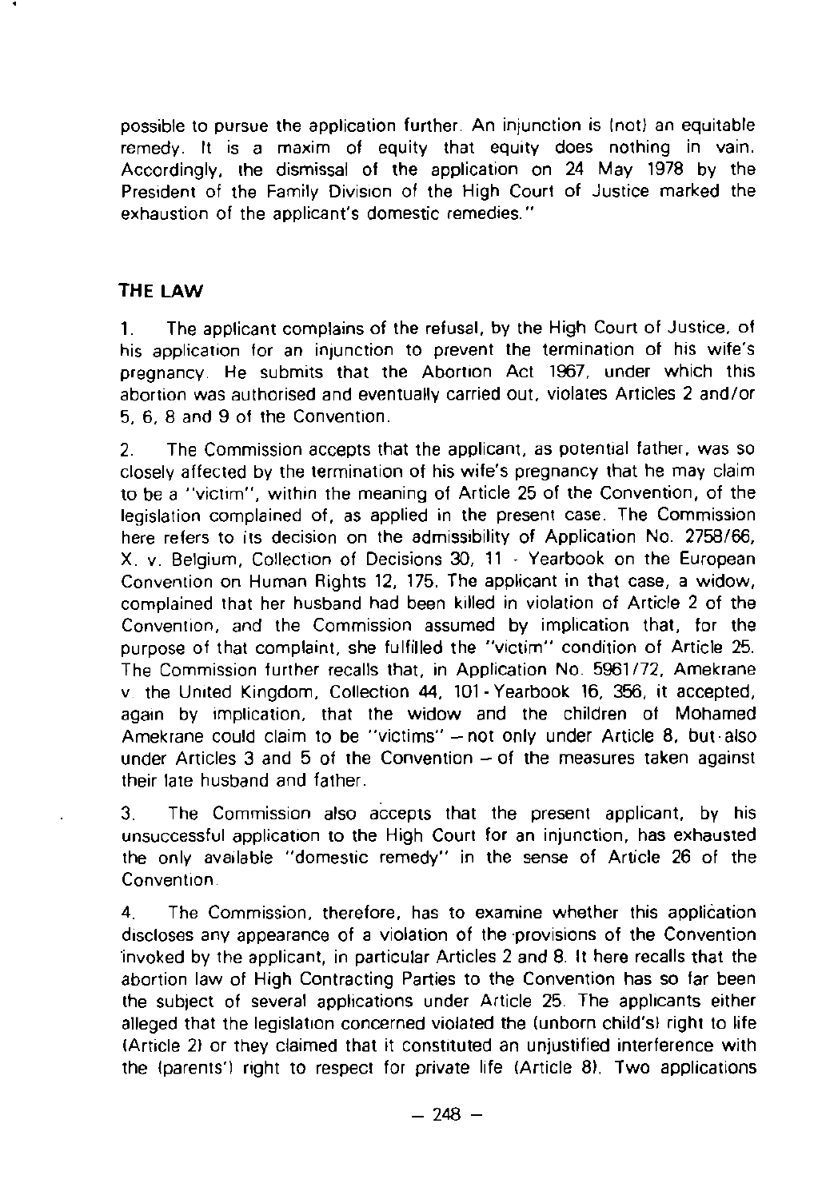possible to pursue the application further. An injunction is (not) an equitable remedy. It is a maxim of equity that equity does nothing in vain. Accordingly, the dismissal of the application on 24 May 1978 by the President of the Family Division of the High Court of Justice marked the exhaustion of the applicant's domestic remedies."

## THE LAW

1. The applicant complains of the refusal, by the High Court of Justice, of his application for an injunction to prevent the termination of his wife's pregnancy. He submits that the Abortion Act 1967, under which this abortion was authorised and eventually carried out, violates Articles 2 and/or 5, 6, 8 and 9 of the Convention.

2. The Commission accepts that the applicant, as potential father, was so closely affected by the termination of his wife's pregnancy that he may claim to be a "victim", within the meaning of Article 25 of the Convention, of the legislation complained of, as applied in the present case. The Commission here refers to its decision on the admissibility of Application No. 2758/66, X. v. Belgium, Collection of Decisions 30, 11 - Yearbook on the European Convention on Human Rights 12, 175. The applicant in that case, a widow, complained that her husband had been killed in violation of Article 2 of the Convention, and the Commission assumed by implication that, for the purpose of that complaint, she fulfilled the "victim" condition of Article 25. The Commission further recalls that, in Application No. 5961/72, Amekrane v. the United Kingdom, Collection 44, 101 - Yearbook 16, 356, it accepted, again by implication, that the widow and the children of Mohamed Amekrane could claim to be "victims" – not only under Article 8, but also under Articles 3 and 5 of the Convention – of the measures taken against their late husband and father.

3. The Commission also accepts that the present applicant, by his unsuccessful application to the High Court for an injunction, has exhausted the only available "domestic remedy" in the sense of Article 26 of the Convention.

4. The Commission, therefore, has to examine whether this application discloses any appearance of a violation of the provisions of the Convention invoked by the applicant, in particular Articles 2 and 8. It here recalls that the abortion law of High Contracting Parties to the Convention has so far been the subject of several applications under Article 25. The applicants either alleged that the legislation concerned violated the (unborn child's) right to life (Article 2) or they claimed that it constituted an unjustified interference with the (parents') right to respect for private life (Article 8). Two applications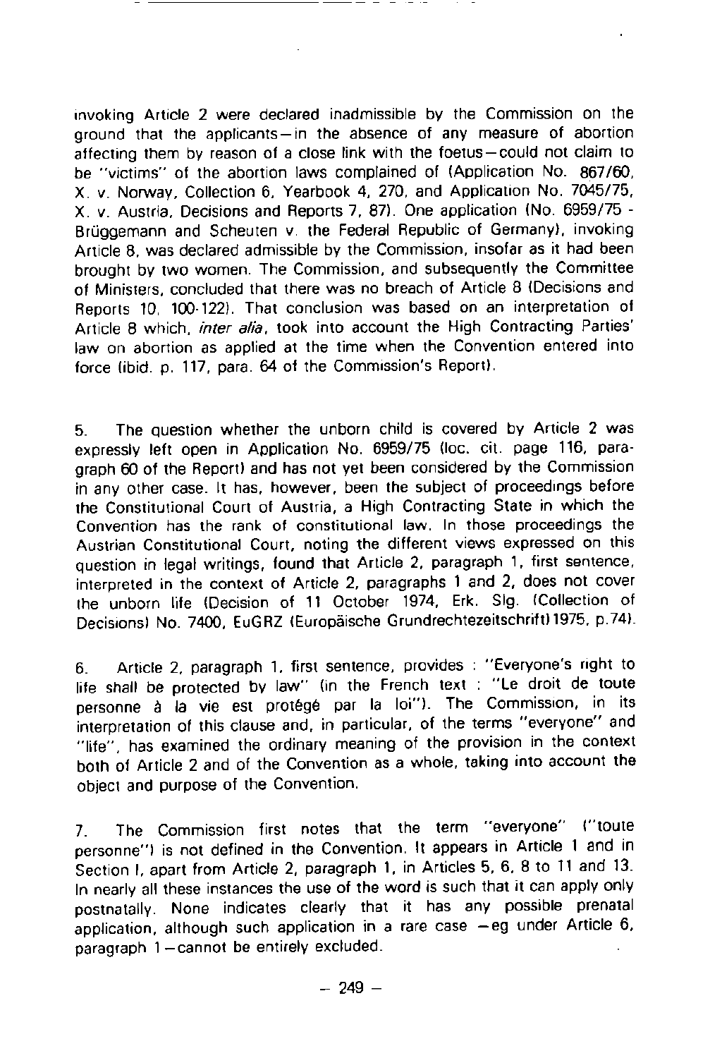invoking Article 2 were declared inadmissible by the Commission on the ground that the applicants—in the absence of any measure of abortion affecting them by reason of a close link with the foetus—could not claim to be "victims" of the abortion laws complained of (Application No. 867/60, X. v. Norway, Collection 6, Yearbook 4, 270, and Application No. 7045/75, X. v. Austria, Decisions and Reports 7, 87). One application (No. 6959/75 - Brüggemann and Scheuten v. the Federal Republic of Germany), invoking Article 8, was declared admissible by the Commission, insofar as it had been brought by two women. The Commission, and subsequently the Committee of Ministers, concluded that there was no breach of Article 8 (Decisions and Reports 10, 100-122). That conclusion was based on an interpretation of Article 8 which, *inter alia*, took into account the High Contracting Parties' law on abortion as applied at the time when the Convention entered into force (ibid. p. 117, para. 64 of the Commission's Report).

5. The question whether the unborn child is covered by Article 2 was expressly left open in Application No. 6959/75 (loc. cit. page 116, paragraph 60 of the Report) and has not yet been considered by the Commission in any other case. It has, however, been the subject of proceedings before the Constitutional Court of Austria, a High Contracting State in which the Convention has the rank of constitutional law. In those proceedings the Austrian Constitutional Court, noting the different views expressed on this question in legal writings, found that Article 2, paragraph 1, first sentence, interpreted in the context of Article 2, paragraphs 1 and 2, does not cover the unborn life (Decision of 11 October 1974, Erk. Slg. (Collection of Decisions) No. 7400, EuGRZ (Europäische Grundrechtezeitschrift) 1975, p.74).

6. Article 2, paragraph 1, first sentence, provides : "Everyone's right to life shall be protected by law" (in the French text : "Le droit de toute personne à la vie est protégé par la loi"). The Commission, in its interpretation of this clause and, in particular, of the terms "everyone" and "life", has examined the ordinary meaning of the provision in the context both of Article 2 and of the Convention as a whole, taking into account the object and purpose of the Convention.

7. The Commission first notes that the term "everyone" ("toute personne") is not defined in the Convention. It appears in Article 1 and in Section I, apart from Article 2, paragraph 1, in Articles 5, 6, 8 to 11 and 13. In nearly all these instances the use of the word is such that it can apply only postnatally. None indicates clearly that it has any possible prenatal application, although such application in a rare case —eg under Article 6, paragraph 1—cannot be entirely excluded.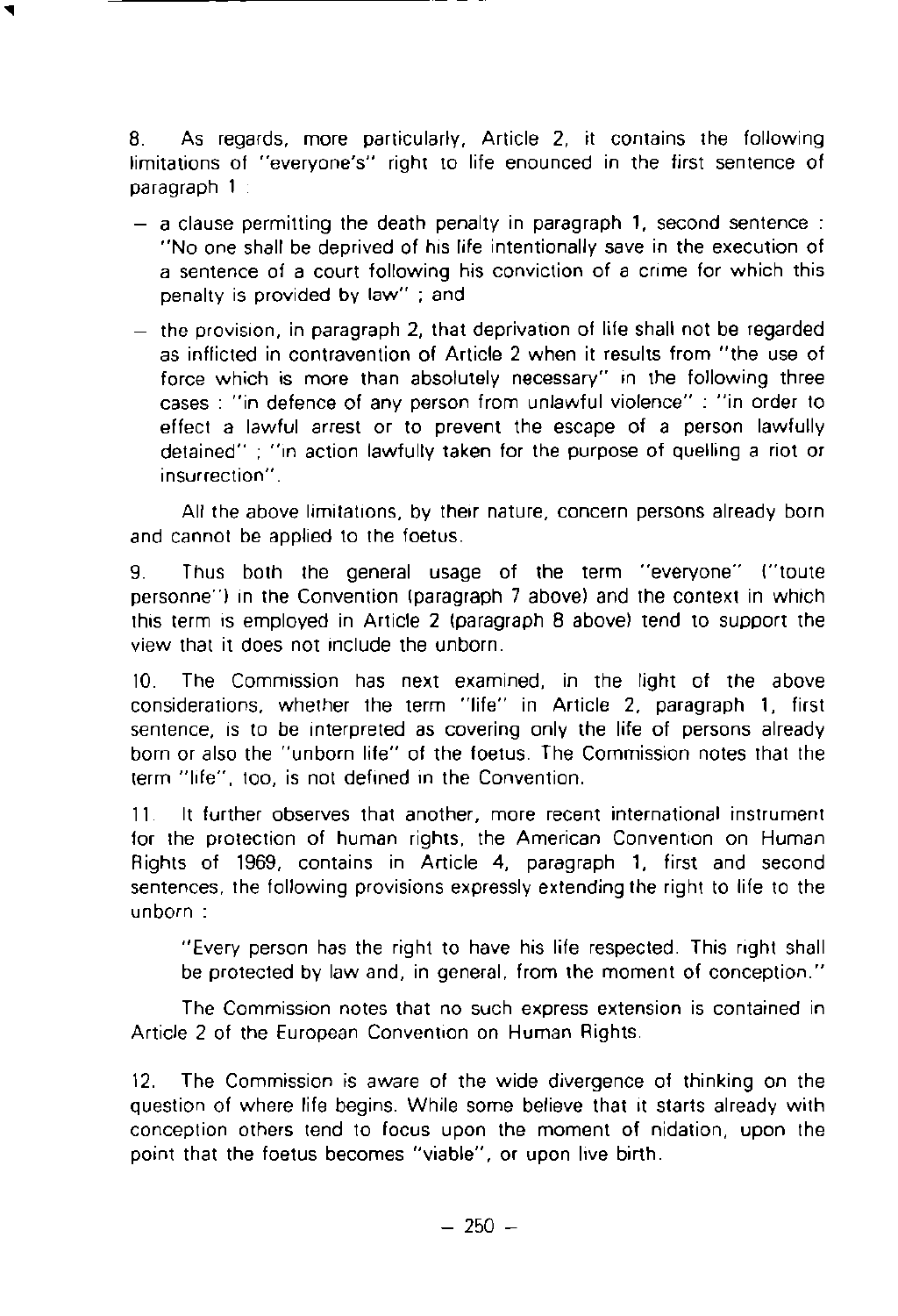8. As regards, more particularly, Article 2, it contains the following limitations of "everyone's" right to life enounced in the first sentence of paragraph 1 :

- a clause permitting the death penalty in paragraph 1, second sentence : "No one shall be deprived of his life intentionally save in the execution of a sentence of a court following his conviction of a crime for which this penalty is provided by law" ; and
- the provision, in paragraph 2, that deprivation of life shall not be regarded as inflicted in contravention of Article 2 when it results from "the use of force which is more than absolutely necessary" in the following three cases : "in defence of any person from unlawful violence" : "in order to effect a lawful arrest or to prevent the escape of a person lawfully detained" ; "in action lawfully taken for the purpose of quelling a riot or insurrection".

All the above limitations, by their nature, concern persons already born and cannot be applied to the foetus.

9. Thus both the general usage of the term "everyone" ("toute personne") in the Convention (paragraph 7 above) and the context in which this term is employed in Article 2 (paragraph 8 above) tend to support the view that it does not include the unborn.

10. The Commission has next examined, in the light of the above considerations, whether the term "life" in Article 2, paragraph 1, first sentence, is to be interpreted as covering only the life of persons already born or also the "unborn life" of the foetus. The Commission notes that the term "life", too, is not defined in the Convention.

11. It further observes that another, more recent international instrument for the protection of human rights, the American Convention on Human Rights of 1969, contains in Article 4, paragraph 1, first and second sentences, the following provisions expressly extending the right to life to the unborn :

> "Every person has the right to have his life respected. This right shall be protected by law and, in general, from the moment of conception."

The Commission notes that no such express extension is contained in Article 2 of the European Convention on Human Rights.

12. The Commission is aware of the wide divergence of thinking on the question of where life begins. While some believe that it starts already with conception others tend to focus upon the moment of nidation, upon the point that the foetus becomes "viable", or upon live birth.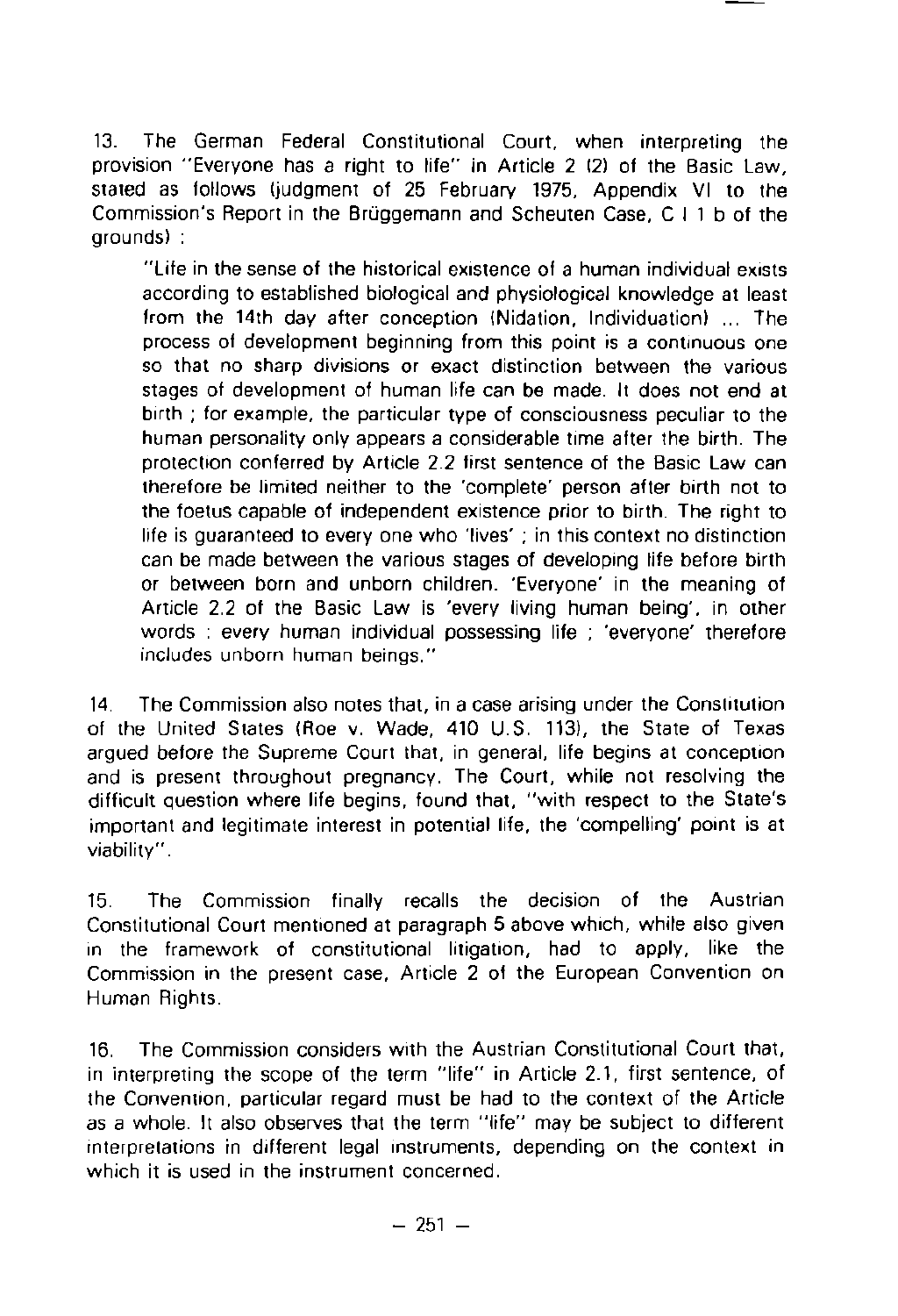13. The German Federal Constitutional Court, when interpreting the provision "Everyone has a right to life" in Article 2 (2) of the Basic Law, stated as follows (judgment of 25 February 1975, Appendix VI to the Commission's Report in the Brüggemann and Scheuten Case, C I 1 b of the grounds) :

> "Life in the sense of the historical existence of a human individual exists according to established biological and physiological knowledge at least from the 14th day after conception (Nidation, Individuation) ... The process of development beginning from this point is a continuous one so that no sharp divisions or exact distinction between the various stages of development of human life can be made. It does not end at birth ; for example, the particular type of consciousness peculiar to the human personality only appears a considerable time after the birth. The protection conferred by Article 2.2 first sentence of the Basic Law can therefore be limited neither to the 'complete' person after birth not to the foetus capable of independent existence prior to birth. The right to life is guaranteed to every one who 'lives' ; in this context no distinction can be made between the various stages of developing life before birth or between born and unborn children. 'Everyone' in the meaning of Article 2.2 of the Basic Law is 'every living human being', in other words : every human individual possessing life ; 'everyone' therefore includes unborn human beings."

14. The Commission also notes that, in a case arising under the Constitution of the United States (Roe v. Wade, 410 U.S. 113), the State of Texas argued before the Supreme Court that, in general, life begins at conception and is present throughout pregnancy. The Court, while not resolving the difficult question where life begins, found that, "with respect to the State's important and legitimate interest in potential life, the 'compelling' point is at viability".

15. The Commission finally recalls the decision of the Austrian Constitutional Court mentioned at paragraph 5 above which, while also given in the framework of constitutional litigation, had to apply, like the Commission in the present case, Article 2 of the European Convention on Human Rights.

16. The Commission considers with the Austrian Constitutional Court that, in interpreting the scope of the term "life" in Article 2.1, first sentence, of the Convention, particular regard must be had to the context of the Article as a whole. It also observes that the term "life" may be subject to different interpretations in different legal instruments, depending on the context in which it is used in the instrument concerned.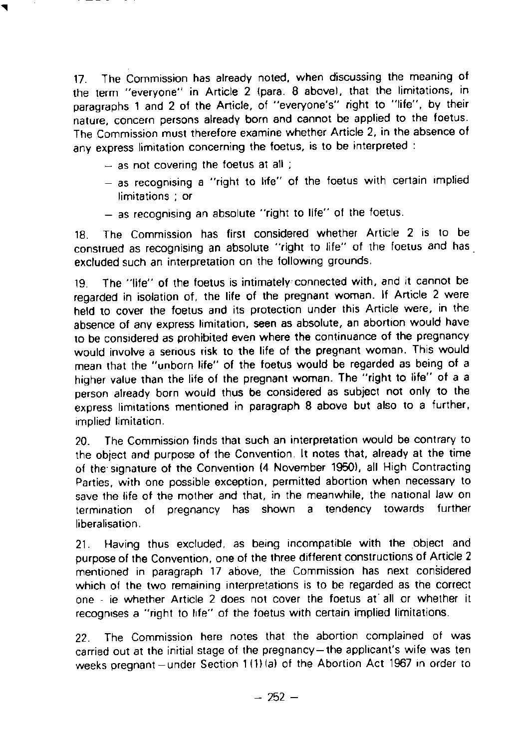17. The Commission has already noted, when discussing the meaning of the term "everyone" in Article 2 (para. 8 above), that the limitations, in paragraphs 1 and 2 of the Article, of "everyone's" right to "life", by their nature, concern persons already born and cannot be applied to the foetus. The Commission must therefore examine whether Article 2, in the absence of any express limitation concerning the foetus, is to be interpreted :

- as not covering the foetus at all ;
- as recognising a "right to life" of the foetus with certain implied limitations ; or
- as recognising an absolute "right to life" of the foetus.

18. The Commission has first considered whether Article 2 is to be construed as recognising an absolute "right to life" of the foetus and has excluded such an interpretation on the following grounds.

19. The "life" of the foetus is intimately connected with, and it cannot be regarded in isolation of, the life of the pregnant woman. If Article 2 were held to cover the foetus and its protection under this Article were, in the absence of any express limitation, seen as absolute, an abortion would have to be considered as prohibited even where the continuance of the pregnancy would involve a serious risk to the life of the pregnant woman. This would mean that the "unborn life" of the foetus would be regarded as being of a higher value than the life of the pregnant woman. The "right to life" of a a person already born would thus be considered as subject not only to the express limitations mentioned in paragraph 8 above but also to a further, implied limitation.

20. The Commission finds that such an interpretation would be contrary to the object and purpose of the Convention. It notes that, already at the time of the signature of the Convention (4 November 1950), all High Contracting Parties, with one possible exception, permitted abortion when necessary to save the life of the mother and that, in the meanwhile, the national law on termination of pregnancy has shown a tendency towards further liberalisation.

21. Having thus excluded, as being incompatible with the object and purpose of the Convention, one of the three different constructions of Article 2 mentioned in paragraph 17 above, the Commission has next considered which of the two remaining interpretations is to be regarded as the correct one - ie whether Article 2 does not cover the foetus at all or whether it recognises a "right to life" of the foetus with certain implied limitations.

22. The Commission here notes that the abortion complained of was carried out at the initial stage of the pregnancy—the applicant's wife was ten weeks pregnant—under Section 1(1)(a) of the Abortion Act 1967 in order to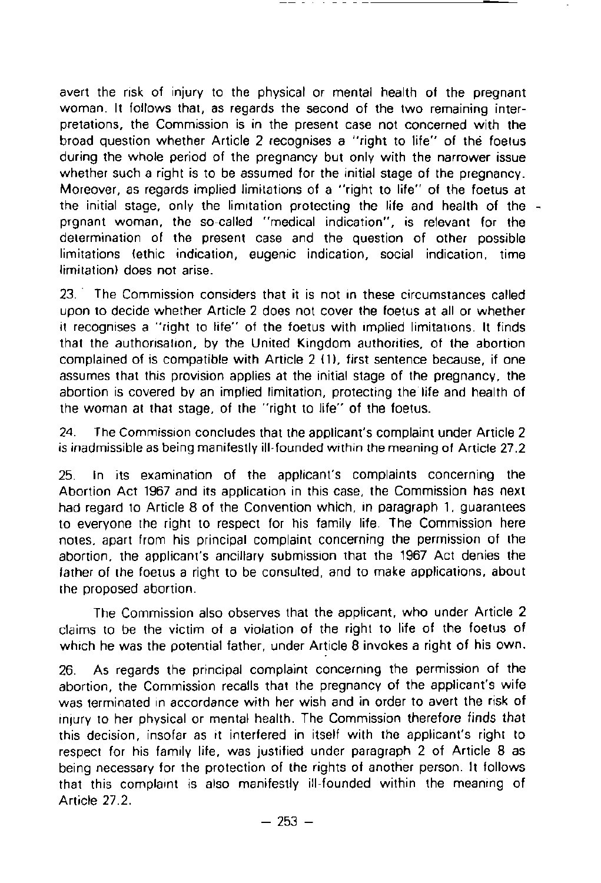avert the risk of injury to the physical or mental health of the pregnant woman. It follows that, as regards the second of the two remaining interpretations, the Commission is in the present case not concerned with the broad question whether Article 2 recognises a "right to life" of the foetus during the whole period of the pregnancy but only with the narrower issue whether such a right is to be assumed for the initial stage of the pregnancy. Moreover, as regards implied limitations of a "right to life" of the foetus at the initial stage, only the limitation protecting the life and health of the prgnant woman, the so-called "medical indication", is relevant for the determination of the present case and the question of other possible limitations (ethic indication, eugenic indication, social indication, time limitation) does not arise.

23. The Commission considers that it is not in these circumstances called upon to decide whether Article 2 does not cover the foetus at all or whether it recognises a "right to life" of the foetus with implied limitations. It finds that the authorisation, by the United Kingdom authorities, of the abortion complained of is compatible with Article 2 (1), first sentence because, if one assumes that this provision applies at the initial stage of the pregnancy, the abortion is covered by an implied limitation, protecting the life and health of the woman at that stage, of the "right to life" of the foetus.

24. The Commission concludes that the applicant's complaint under Article 2 is inadmissible as being manifestly ill-founded within the meaning of Article 27.2

25. In its examination of the applicant's complaints concerning the Abortion Act 1967 and its application in this case, the Commission has next had regard to Article 8 of the Convention which, in paragraph 1, guarantees to everyone the right to respect for his family life. The Commission here notes, apart from his principal complaint concerning the permission of the abortion, the applicant's ancillary submission that the 1967 Act denies the father of the foetus a right to be consulted, and to make applications, about the proposed abortion.

The Commission also observes that the applicant, who under Article 2 claims to be the victim of a violation of the right to life of the foetus of which he was the potential father, under Article 8 invokes a right of his own.

26. As regards the principal complaint concerning the permission of the abortion, the Commission recalls that the pregnancy of the applicant's wife was terminated in accordance with her wish and in order to avert the risk of injury to her physical or mental health. The Commission therefore finds that this decision, insofar as it interfered in itself with the applicant's right to respect for his family life, was justified under paragraph 2 of Article 8 as being necessary for the protection of the rights of another person. It follows that this complaint is also manifestly ill-founded within the meaning of Article 27.2.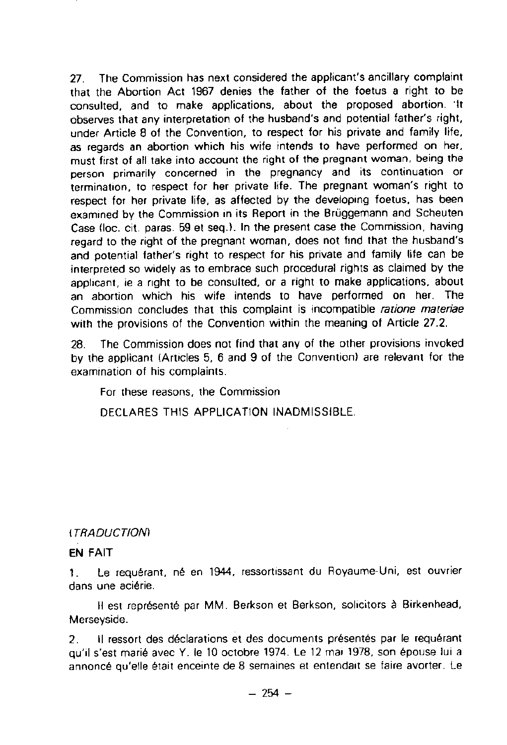27. The Commission has next considered the applicant's ancillary complaint that the Abortion Act 1967 denies the father of the foetus a right to be consulted, and to make applications, about the proposed abortion. It observes that any interpretation of the husband's and potential father's right, under Article 8 of the Convention, to respect for his private and family life, as regards an abortion which his wife intends to have performed on her, must first of all take into account the right of the pregnant woman, being the person primarily concerned in the pregnancy and its continuation or termination, to respect for her private life. The pregnant woman's right to respect for her private life, as affected by the developing foetus, has been examined by the Commission in its Report in the Brüggemann and Scheuten Case (loc. cit. paras. 59 et seq.). In the present case the Commission, having regard to the right of the pregnant woman, does not find that the husband's and potential father's right to respect for his private and family life can be interpreted so widely as to embrace such procedural rights as claimed by the applicant, ie a right to be consulted, or a right to make applications, about an abortion which his wife intends to have performed on her. The Commission concludes that this complaint is incompatible *ratione materiae* with the provisions of the Convention within the meaning of Article 27.2.

28. The Commission does not find that any of the other provisions invoked by the applicant (Articles 5, 6 and 9 of the Convention) are relevant for the examination of his complaints.

For these reasons, the Commission

DECLARES THIS APPLICATION INADMISSIBLE.

*(TRADUCTION)*

**EN FAIT**

1. Le requérant, né en 1944, ressortissant du Royaume-Uni, est ouvrier dans une aciérie.

Il est représenté par MM. Berkson et Berkson, solicitors à Birkenhead, Merseyside.

2. Il ressort des déclarations et des documents présentés par le requérant qu'il s'est marié avec Y. le 10 octobre 1974. Le 12 mai 1978, son épouse lui a annoncé qu'elle était enceinte de 8 semaines et entendait se faire avorter. Le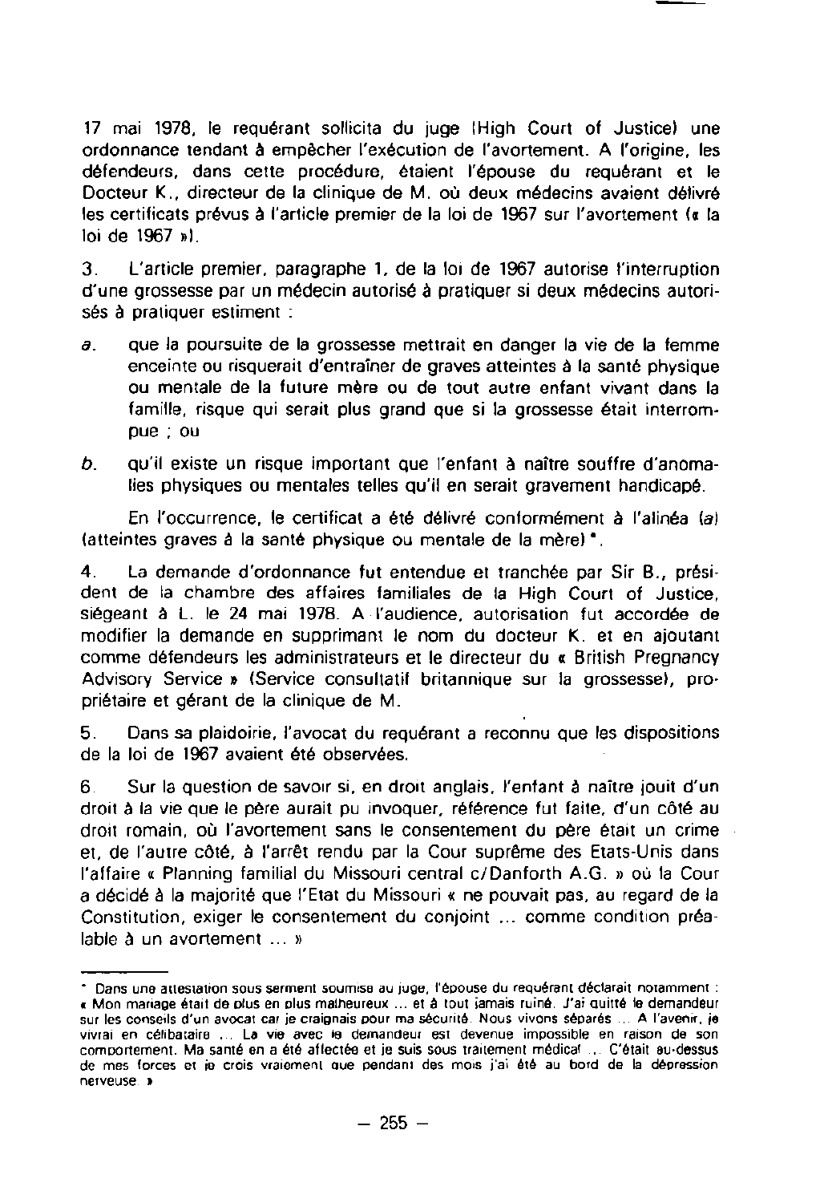17 mai 1978, le requérant sollicita du juge (High Court of Justice) une ordonnance tendant à empêcher l'exécution de l'avortement. A l'origine, les défendeurs, dans cette procédure, étaient l'épouse du requérant et le Docteur K., directeur de la clinique de M. où deux médecins avaient délivré les certificats prévus à l'article premier de la loi de 1967 sur l'avortement (« la loi de 1967 »).

3. L'article premier, paragraphe 1, de la loi de 1967 autorise l'interruption d'une grossesse par un médecin autorisé à pratiquer si deux médecins autorisés à pratiquer estiment :

*a*. que la poursuite de la grossesse mettrait en danger la vie de la femme enceinte ou risquerait d'entraîner de graves atteintes à la santé physique ou mentale de la future mère ou de tout autre enfant vivant dans la famille, risque qui serait plus grand que si la grossesse était interrompue ; ou

*b*. qu'il existe un risque important que l'enfant à naître souffre d'anomalies physiques ou mentales telles qu'il en serait gravement handicapé.

En l'occurrence, le certificat a été délivré conformément à l'alinéa (*a*) (atteintes graves à la santé physique ou mentale de la mère) *.

4. La demande d'ordonnance fut entendue et tranchée par Sir B., président de la chambre des affaires familiales de la High Court of Justice, siégeant à L. le 24 mai 1978. A l'audience, autorisation fut accordée de modifier la demande en supprimant le nom du docteur K. et en ajoutant comme défendeurs les administrateurs et le directeur du « British Pregnancy Advisory Service » (Service consultatif britannique sur la grossesse), propriétaire et gérant de la clinique de M.

5. Dans sa plaidoirie, l'avocat du requérant a reconnu que les dispositions de la loi de 1967 avaient été observées.

6. Sur la question de savoir si, en droit anglais, l'enfant à naître jouit d'un droit à la vie que le père aurait pu invoquer, référence fut faite, d'un côté au droit romain, où l'avortement sans le consentement du père était un crime et, de l'autre côté, à l'arrêt rendu par la Cour suprême des Etats-Unis dans l'affaire « Planning familial du Missouri central c/Danforth A.G. » où la Cour a décidé à la majorité que l'Etat du Missouri « ne pouvait pas, au regard de la Constitution, exiger le consentement du conjoint ... comme condition préalable à un avortement ... »

---

* Dans une attestation sous serment soumise au juge, l'épouse du requérant déclarait notamment : « Mon mariage était de plus en plus malheureux ... et à tout jamais ruiné. J'ai quitté le demandeur sur les conseils d'un avocat car je craignais pour ma sécurité. Nous vivons séparés ... A l'avenir, je vivrai en célibataire ... La vie avec le demandeur est devenue impossible en raison de son comportement. Ma santé en a été affectée et je suis sous traitement médical ... C'était au-dessus de mes forces et je crois vraiment que pendant des mois j'ai été au bord de la dépression nerveuse. »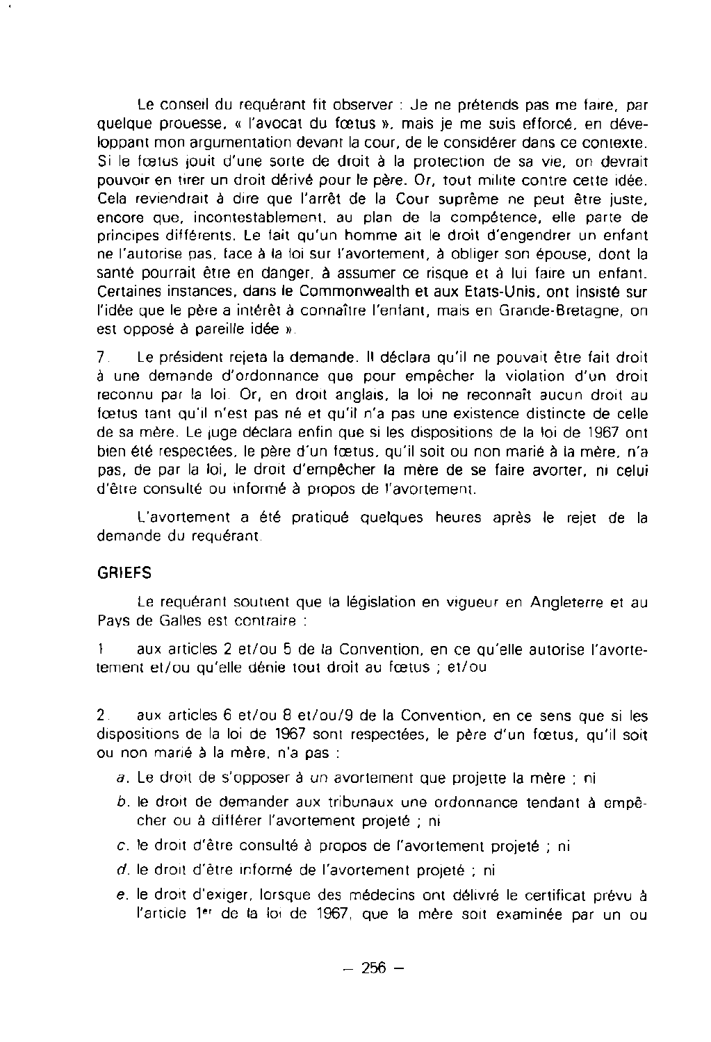Le conseil du requérant fit observer : Je ne prétends pas me faire, par quelque prouesse, « l'avocat du fœtus », mais je me suis efforcé, en développant mon argumentation devant la cour, de le considérer dans ce contexte. Si le fœtus jouit d'une sorte de droit à la protection de sa vie, on devrait pouvoir en tirer un droit dérivé pour le père. Or, tout milite contre cette idée. Cela reviendrait à dire que l'arrêt de la Cour suprême ne peut être juste, encore que, incontestablement, au plan de la compétence, elle parte de principes différents. Le fait qu'un homme ait le droit d'engendrer un enfant ne l'autorise pas, face à la loi sur l'avortement, à obliger son épouse, dont la santé pourrait être en danger, à assumer ce risque et à lui faire un enfant. Certaines instances, dans le Commonwealth et aux Etats-Unis, ont insisté sur l'idée que le père a intérêt à connaître l'enfant, mais en Grande-Bretagne, on est opposé à pareille idée ».

7. Le président rejeta la demande. Il déclara qu'il ne pouvait être fait droit à une demande d'ordonnance que pour empêcher la violation d'un droit reconnu par la loi. Or, en droit anglais, la loi ne reconnaît aucun droit au fœtus tant qu'il n'est pas né et qu'il n'a pas une existence distincte de celle de sa mère. Le juge déclara enfin que si les dispositions de la loi de 1967 ont bien été respectées, le père d'un fœtus, qu'il soit ou non marié à la mère, n'a pas, de par la loi, le droit d'empêcher la mère de se faire avorter, ni celui d'être consulté ou informé à propos de l'avortement.

L'avortement a été pratiqué quelques heures après le rejet de la demande du requérant.

## GRIEFS

Le requérant soutient que la législation en vigueur en Angleterre et au Pays de Galles est contraire :

1 aux articles 2 et/ou 5 de la Convention, en ce qu'elle autorise l'avortement et/ou qu'elle dénie tout droit au fœtus ; et/ou

2. aux articles 6 et/ou 8 et/ou 9 de la Convention, en ce sens que si les dispositions de la loi de 1967 sont respectées, le père d'un fœtus, qu'il soit ou non marié à la mère, n'a pas :

*a.* Le droit de s'opposer à un avortement que projette la mère ; ni

*b.* le droit de demander aux tribunaux une ordonnance tendant à empêcher ou à différer l'avortement projeté ; ni

*c.* le droit d'être consulté à propos de l'avortement projeté ; ni

*d.* le droit d'être informé de l'avortement projeté ; ni

*e.* le droit d'exiger, lorsque des médecins ont délivré le certificat prévu à l'article 1er de la loi de 1967, que la mère soit examinée par un ou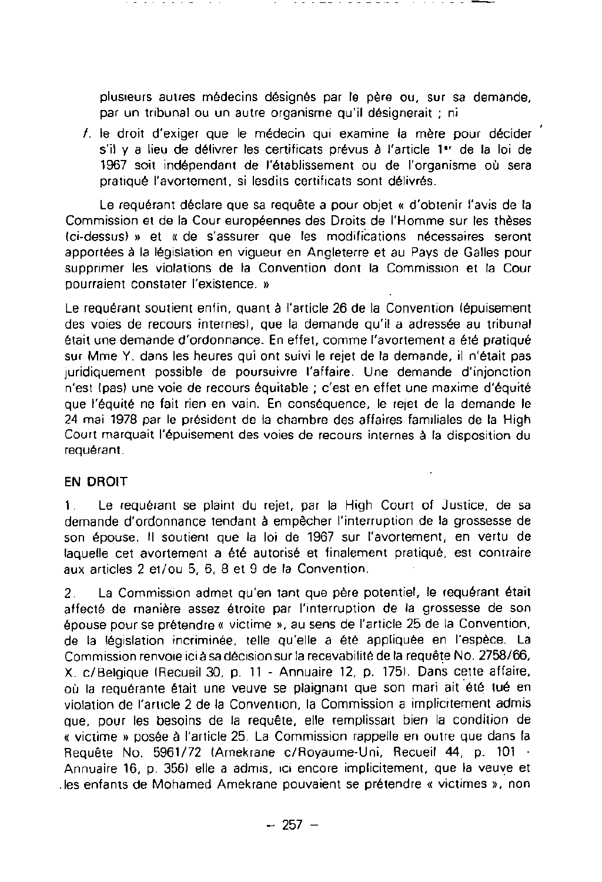plusieurs autres médecins désignés par le père ou, sur sa demande, par un tribunal ou un autre organisme qu'il désignerait ; ni

f. le droit d'exiger que le médecin qui examine la mère pour décider s'il y a lieu de délivrer les certificats prévus à l'article 1er de la loi de 1967 soit indépendant de l'établissement ou de l'organisme où sera pratiqué l'avortement, si lesdits certificats sont délivrés.

Le requérant déclare que sa requête a pour objet « d'obtenir l'avis de la Commission et de la Cour européennes des Droits de l'Homme sur les thèses (ci-dessus) » et « de s'assurer que les modifications nécessaires seront apportées à la législation en vigueur en Angleterre et au Pays de Galles pour supprimer les violations de la Convention dont la Commission et la Cour pourraient constater l'existence. »

Le requérant soutient enfin, quant à l'article 26 de la Convention (épuisement des voies de recours internes), que la demande qu'il a adressée au tribunal était une demande d'ordonnance. En effet, comme l'avortement a été pratiqué sur Mme Y. dans les heures qui ont suivi le rejet de la demande, il n'était pas juridiquement possible de poursuivre l'affaire. Une demande d'injonction n'est (pas) une voie de recours équitable ; c'est en effet une maxime d'équité que l'équité ne fait rien en vain. En conséquence, le rejet de la demande le 24 mai 1978 par le président de la chambre des affaires familiales de la High Court marquait l'épuisement des voies de recours internes à la disposition du requérant.

## EN DROIT

1. Le requérant se plaint du rejet, par la High Court of Justice, de sa demande d'ordonnance tendant à empêcher l'interruption de la grossesse de son épouse. Il soutient que la loi de 1967 sur l'avortement, en vertu de laquelle cet avortement a été autorisé et finalement pratiqué, est contraire aux articles 2 et/ou 5, 6, 8 et 9 de la Convention.

2. La Commission admet qu'en tant que père potentiel, le requérant était affecté de manière assez étroite par l'interruption de la grossesse de son épouse pour se prétendre « victime », au sens de l'article 25 de la Convention, de la législation incriminée, telle qu'elle a été appliquée en l'espèce. La Commission renvoie ici à sa décision sur la recevabilité de la requête No. 2758/66, X. c/Belgique (Recueil 30, p. 11 - Annuaire 12, p. 175). Dans cette affaire, où la requérante était une veuve se plaignant que son mari ait été tué en violation de l'article 2 de la Convention, la Commission a implicitement admis que, pour les besoins de la requête, elle remplissait bien la condition de « victime » posée à l'article 25. La Commission rappelle en outre que dans la Requête No. 5961/72 (Amekrane c/Royaume-Uni, Recueil 44, p. 101 - Annuaire 16, p. 356) elle a admis, ici encore implicitement, que la veuve et les enfants de Mohamed Amekrane pouvaient se prétendre « victimes », non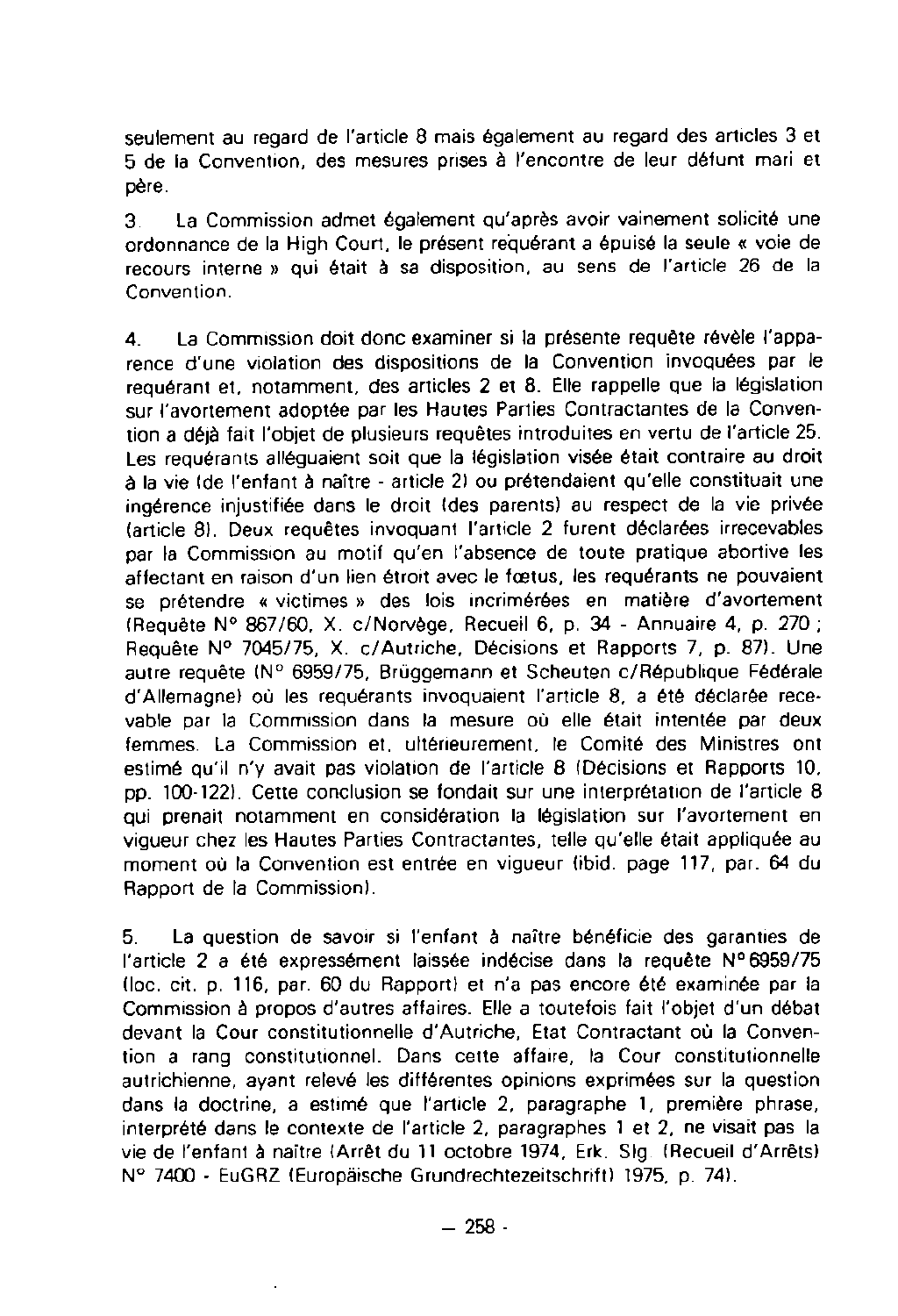seulement au regard de l'article 8 mais également au regard des articles 3 et 5 de la Convention, des mesures prises à l'encontre de leur défunt mari et père.

3. La Commission admet également qu'après avoir vainement solicité une ordonnance de la High Court, le présent requérant a épuisé la seule « voie de recours interne » qui était à sa disposition, au sens de l'article 26 de la Convention.

4. La Commission doit donc examiner si la présente requête révèle l'apparence d'une violation des dispositions de la Convention invoquées par le requérant et, notamment, des articles 2 et 8. Elle rappelle que la législation sur l'avortement adoptée par les Hautes Parties Contractantes de la Convention a déjà fait l'objet de plusieurs requêtes introduites en vertu de l'article 25. Les requérants alléguaient soit que la législation visée était contraire au droit à la vie (de l'enfant à naître - article 2) ou prétendaient qu'elle constituait une ingérence injustifiée dans le droit (des parents) au respect de la vie privée (article 8). Deux requêtes invoquant l'article 2 furent déclarées irrecevables par la Commission au motif qu'en l'absence de toute pratique abortive les affectant en raison d'un lien étroit avec le fœtus, les requérants ne pouvaient se prétendre « victimes » des lois incriminées en matière d'avortement (Requête N° 867/60, X. c/Norvège, Recueil 6, p. 34 - Annuaire 4, p. 270 ; Requête N° 7045/75, X. c/Autriche, Décisions et Rapports 7, p. 87). Une autre requête (N° 6959/75, Brüggemann et Scheuten c/République Fédérale d'Allemagne) où les requérants invoquaient l'article 8, a été déclarée recevable par la Commission dans la mesure où elle était intentée par deux femmes. La Commission et, ultérieurement, le Comité des Ministres ont estimé qu'il n'y avait pas violation de l'article 8 (Décisions et Rapports 10, pp. 100-122). Cette conclusion se fondait sur une interprétation de l'article 8 qui prenait notamment en considération la législation sur l'avortement en vigueur chez les Hautes Parties Contractantes, telle qu'elle était appliquée au moment où la Convention est entrée en vigueur (ibid. page 117, par. 64 du Rapport de la Commission).

5. La question de savoir si l'enfant à naître bénéficie des garanties de l'article 2 a été expressément laissée indécise dans la requête N° 6959/75 (loc. cit. p. 116, par. 60 du Rapport) et n'a pas encore été examinée par la Commission à propos d'autres affaires. Elle a toutefois fait l'objet d'un débat devant la Cour constitutionnelle d'Autriche, Etat Contractant où la Convention a rang constitutionnel. Dans cette affaire, la Cour constitutionnelle autrichienne, ayant relevé les différentes opinions exprimées sur la question dans la doctrine, a estimé que l'article 2, paragraphe 1, première phrase, interprété dans le contexte de l'article 2, paragraphes 1 et 2, ne visait pas la vie de l'enfant à naître (Arrêt du 11 octobre 1974, Erk. Slg. (Recueil d'Arrêts) N° 7400 - EuGRZ (Europäische Grundrechtezeitschrift) 1975, p. 74).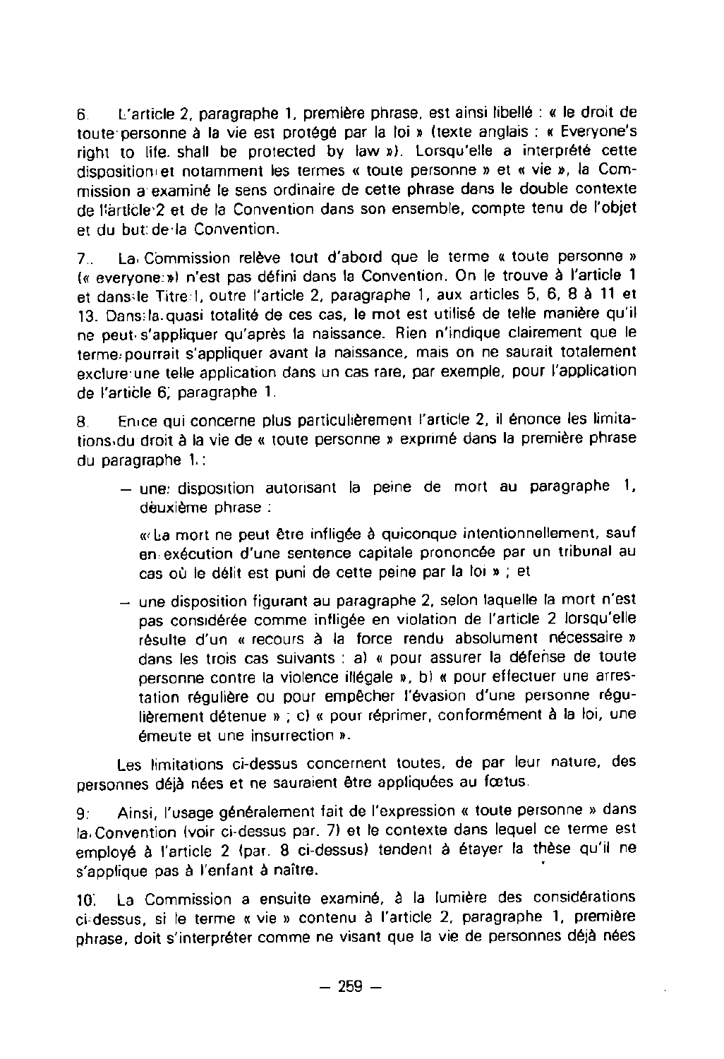6. L'article 2, paragraphe 1, première phrase, est ainsi libellé : « le droit de toute personne à la vie est protégé par la loi » (texte anglais : « Everyone's right to life. shall be protected by law »). Lorsqu'elle a interprété cette disposition et notamment les termes « toute personne » et « vie », la Commission a examiné le sens ordinaire de cette phrase dans le double contexte de l'article 2 et de la Convention dans son ensemble, compte tenu de l'objet et du but de la Convention.

7. La Commission relève tout d'abord que le terme « toute personne » (« everyone ») n'est pas défini dans la Convention. On le trouve à l'article 1 et dans le Titre I, outre l'article 2, paragraphe 1, aux articles 5, 6, 8 à 11 et 13. Dans la quasi totalité de ces cas, le mot est utilisé de telle manière qu'il ne peut s'appliquer qu'après la naissance. Rien n'indique clairement que le terme pourrait s'appliquer avant la naissance, mais on ne saurait totalement exclure une telle application dans un cas rare, par exemple, pour l'application de l'article 6, paragraphe 1.

8. En ce qui concerne plus particulièrement l'article 2, il énonce les limitations du droit à la vie de « toute personne » exprimé dans la première phrase du paragraphe 1 :

- une disposition autorisant la peine de mort au paragraphe 1, deuxième phrase :

  « La mort ne peut être infligée à quiconque intentionnellement, sauf en exécution d'une sentence capitale prononcée par un tribunal au cas où le délit est puni de cette peine par la loi » ; et

- une disposition figurant au paragraphe 2, selon laquelle la mort n'est pas considérée comme infligée en violation de l'article 2 lorsqu'elle résulte d'un « recours à la force rendu absolument nécessaire » dans les trois cas suivants : a) « pour assurer la défense de toute personne contre la violence illégale », b) « pour effectuer une arrestation régulière ou pour empêcher l'évasion d'une personne régulièrement détenue » ; c) « pour réprimer, conformément à la loi, une émeute et une insurrection ».

Les limitations ci-dessus concernent toutes, de par leur nature, des personnes déjà nées et ne sauraient être appliquées au fœtus.

9. Ainsi, l'usage généralement fait de l'expression « toute personne » dans la Convention (voir ci-dessus par. 7) et le contexte dans lequel ce terme est employé à l'article 2 (par. 8 ci-dessus) tendent à étayer la thèse qu'il ne s'applique pas à l'enfant à naître.

10. La Commission a ensuite examiné, à la lumière des considérations ci-dessus, si le terme « vie » contenu à l'article 2, paragraphe 1, première phrase, doit s'interpréter comme ne visant que la vie de personnes déjà nées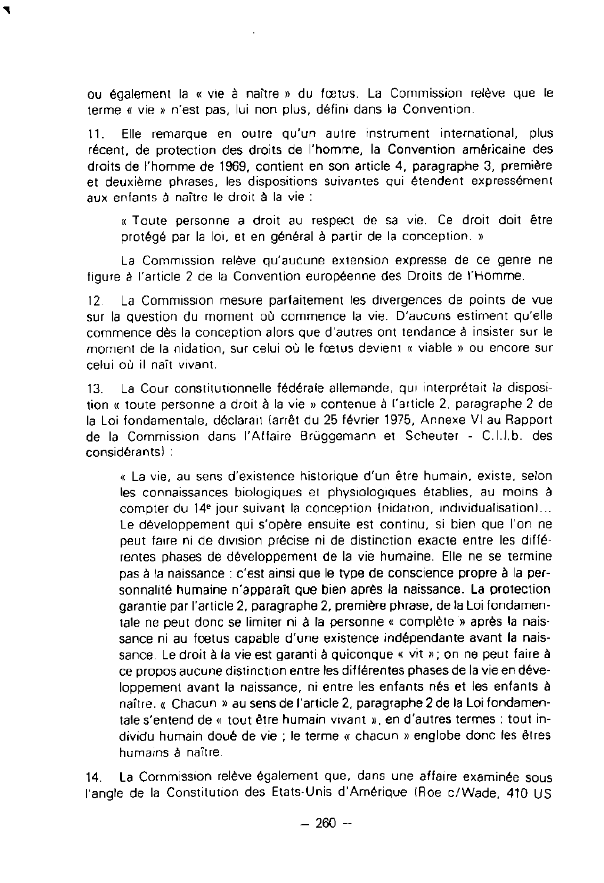ou également la « vie à naître » du fœtus. La Commission relève que le terme « vie » n'est pas, lui non plus, défini dans la Convention.

11. Elle remarque en outre qu'un autre instrument international, plus récent, de protection des droits de l'homme, la Convention américaine des droits de l'homme de 1969, contient en son article 4, paragraphe 3, première et deuxième phrases, les dispositions suivantes qui étendent expressément aux enfants à naître le droit à la vie :

> « Toute personne a droit au respect de sa vie. Ce droit doit être protégé par la loi, et en général à partir de la conception. »

La Commission relève qu'aucune extension expresse de ce genre ne figure à l'article 2 de la Convention européenne des Droits de l'Homme.

12. La Commission mesure parfaitement les divergences de points de vue sur la question du moment où commence la vie. D'aucuns estiment qu'elle commence dès la conception alors que d'autres ont tendance à insister sur le moment de la nidation, sur celui où le fœtus devient « viable » ou encore sur celui où il naît vivant.

13. La Cour constitutionnelle fédérale allemande, qui interprétait la disposition « toute personne a droit à la vie » contenue à l'article 2, paragraphe 2 de la Loi fondamentale, déclarait (arrêt du 25 février 1975, Annexe VI au Rapport de la Commission dans l'Affaire Brüggemann et Scheuter - C.I.I.b. des considérants) :

> « La vie, au sens d'existence historique d'un être humain, existe, selon les connaissances biologiques et physiologiques établies, au moins à compter du 14e jour suivant la conception (nidation, individualisation)... Le développement qui s'opère ensuite est continu, si bien que l'on ne peut faire ni de division précise ni de distinction exacte entre les différentes phases de développement de la vie humaine. Elle ne se termine pas à la naissance : c'est ainsi que le type de conscience propre à la personnalité humaine n'apparaît que bien après la naissance. La protection garantie par l'article 2, paragraphe 2, première phrase, de la Loi fondamentale ne peut donc se limiter ni à la personne « complète » après la naissance ni au fœtus capable d'une existence indépendante avant la naissance. Le droit à la vie est garanti à quiconque « vit » ; on ne peut faire à ce propos aucune distinction entre les différentes phases de la vie en développement avant la naissance, ni entre les enfants nés et les enfants à naître. « Chacun » au sens de l'article 2, paragraphe 2 de la Loi fondamentale s'entend de « tout être humain vivant », en d'autres termes : tout individu humain doué de vie ; le terme « chacun » englobe donc les êtres humains à naître.

14. La Commission relève également que, dans une affaire examinée sous l'angle de la Constitution des Etats-Unis d'Amérique (Roe c/Wade, 410 US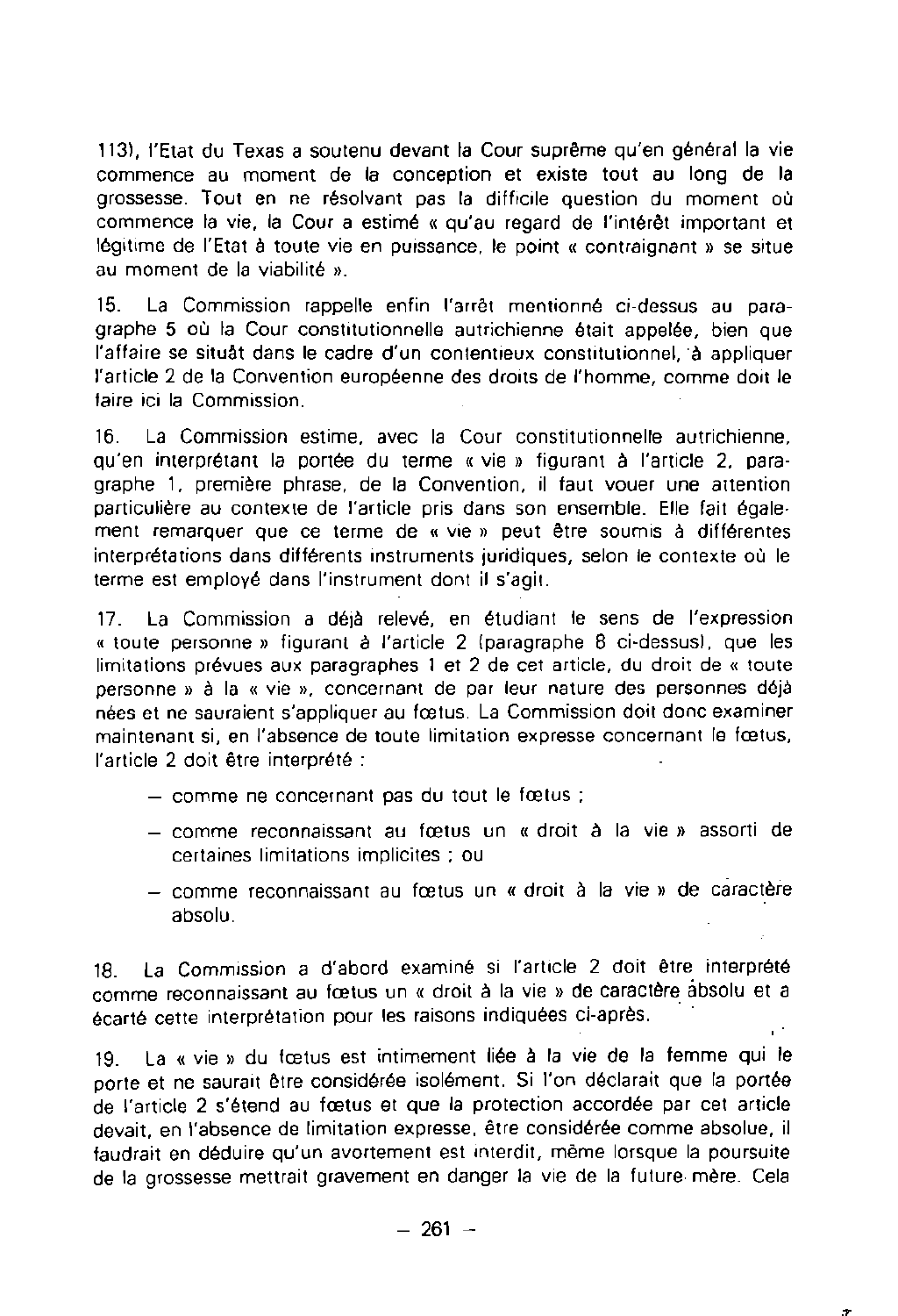113), l'Etat du Texas a soutenu devant la Cour suprême qu'en général la vie commence au moment de la conception et existe tout au long de la grossesse. Tout en ne résolvant pas la difficile question du moment où commence la vie, la Cour a estimé « qu'au regard de l'intérêt important et légitime de l'Etat à toute vie en puissance, le point « contraignant » se situe au moment de la viabilité ».

15. La Commission rappelle enfin l'arrêt mentionné ci-dessus au paragraphe 5 où la Cour constitutionnelle autrichienne était appelée, bien que l'affaire se situât dans le cadre d'un contentieux constitutionnel, à appliquer l'article 2 de la Convention européenne des droits de l'homme, comme doit le faire ici la Commission.

16. La Commission estime, avec la Cour constitutionnelle autrichienne, qu'en interprétant la portée du terme « vie » figurant à l'article 2, paragraphe 1, première phrase, de la Convention, il faut vouer une attention particulière au contexte de l'article pris dans son ensemble. Elle fait également remarquer que ce terme de « vie » peut être soumis à différentes interprétations dans différents instruments juridiques, selon le contexte où le terme est employé dans l'instrument dont il s'agit.

17. La Commission a déjà relevé, en étudiant le sens de l'expression « toute personne » figurant à l'article 2 (paragraphe 8 ci-dessus), que les limitations prévues aux paragraphes 1 et 2 de cet article, du droit de « toute personne » à la « vie », concernant de par leur nature des personnes déjà nées et ne sauraient s'appliquer au fœtus. La Commission doit donc examiner maintenant si, en l'absence de toute limitation expresse concernant le fœtus, l'article 2 doit être interprété :

- comme ne concernant pas du tout le fœtus ;
- comme reconnaissant au fœtus un « droit à la vie » assorti de certaines limitations implicites ; ou
- comme reconnaissant au fœtus un « droit à la vie » de caractère absolu.

18. La Commission a d'abord examiné si l'article 2 doit être interprété comme reconnaissant au fœtus un « droit à la vie » de caractère absolu et a écarté cette interprétation pour les raisons indiquées ci-après.

19. La « vie » du fœtus est intimement liée à la vie de la femme qui le porte et ne saurait être considérée isolément. Si l'on déclarait que la portée de l'article 2 s'étend au fœtus et que la protection accordée par cet article devait, en l'absence de limitation expresse, être considérée comme absolue, il faudrait en déduire qu'un avortement est interdit, même lorsque la poursuite de la grossesse mettrait gravement en danger la vie de la future mère. Cela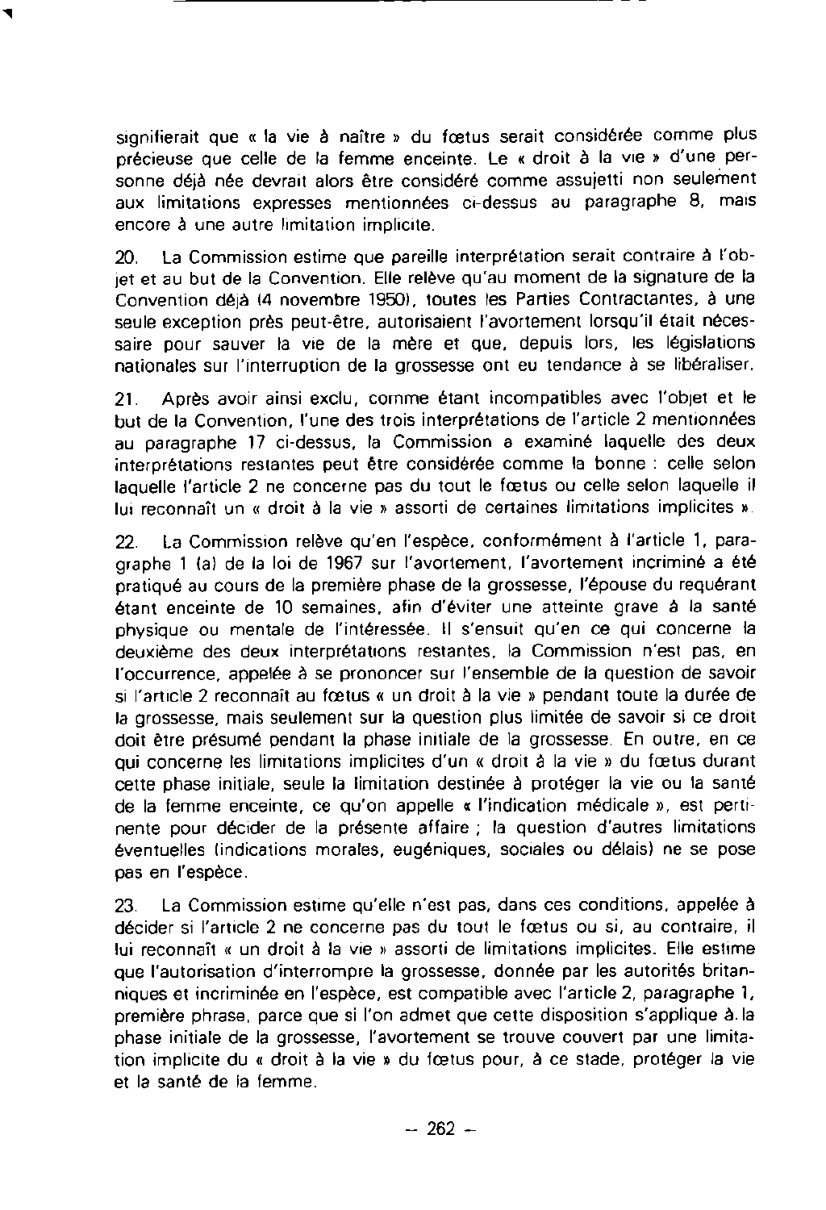signifierait que « la vie à naître » du fœtus serait considérée comme plus précieuse que celle de la femme enceinte. Le « droit à la vie » d'une personne déjà née devrait alors être considéré comme assujetti non seulement aux limitations expresses mentionnées ci-dessus au paragraphe 8, mais encore à une autre limitation implicite.

20. La Commission estime que pareille interprétation serait contraire à l'objet et au but de la Convention. Elle relève qu'au moment de la signature de la Convention déjà (4 novembre 1950), toutes les Parties Contractantes, à une seule exception près peut-être, autorisaient l'avortement lorsqu'il était nécessaire pour sauver la vie de la mère et que, depuis lors, les législations nationales sur l'interruption de la grossesse ont eu tendance à se libéraliser.

21. Après avoir ainsi exclu, comme étant incompatibles avec l'objet et le but de la Convention, l'une des trois interprétations de l'article 2 mentionnées au paragraphe 17 ci-dessus, la Commission a examiné laquelle des deux interprétations restantes peut être considérée comme la bonne : celle selon laquelle l'article 2 ne concerne pas du tout le fœtus ou celle selon laquelle il lui reconnaît un « droit à la vie » assorti de certaines limitations implicites ».

22. La Commission relève qu'en l'espèce, conformément à l'article 1, paragraphe 1 (a) de la loi de 1967 sur l'avortement, l'avortement incriminé a été pratiqué au cours de la première phase de la grossesse, l'épouse du requérant étant enceinte de 10 semaines, afin d'éviter une atteinte grave à la santé physique ou mentale de l'intéressée. Il s'ensuit qu'en ce qui concerne la deuxième des deux interprétations restantes, la Commission n'est pas, en l'occurrence, appelée à se prononcer sur l'ensemble de la question de savoir si l'article 2 reconnaît au fœtus « un droit à la vie » pendant toute la durée de la grossesse, mais seulement sur la question plus limitée de savoir si ce droit doit être présumé pendant la phase initiale de la grossesse. En outre, en ce qui concerne les limitations implicites d'un « droit à la vie » du fœtus durant cette phase initiale, seule la limitation destinée à protéger la vie ou la santé de la femme enceinte, ce qu'on appelle « l'indication médicale », est pertinente pour décider de la présente affaire ; la question d'autres limitations éventuelles (indications morales, eugéniques, sociales ou délais) ne se pose pas en l'espèce.

23. La Commission estime qu'elle n'est pas, dans ces conditions, appelée à décider si l'article 2 ne concerne pas du tout le fœtus ou si, au contraire, il lui reconnaît « un droit à la vie » assorti de limitations implicites. Elle estime que l'autorisation d'interrompre la grossesse, donnée par les autorités britanniques et incriminée en l'espèce, est compatible avec l'article 2, paragraphe 1, première phrase, parce que si l'on admet que cette disposition s'applique à la phase initiale de la grossesse, l'avortement se trouve couvert par une limitation implicite du « droit à la vie » du fœtus pour, à ce stade, protéger la vie et la santé de la femme.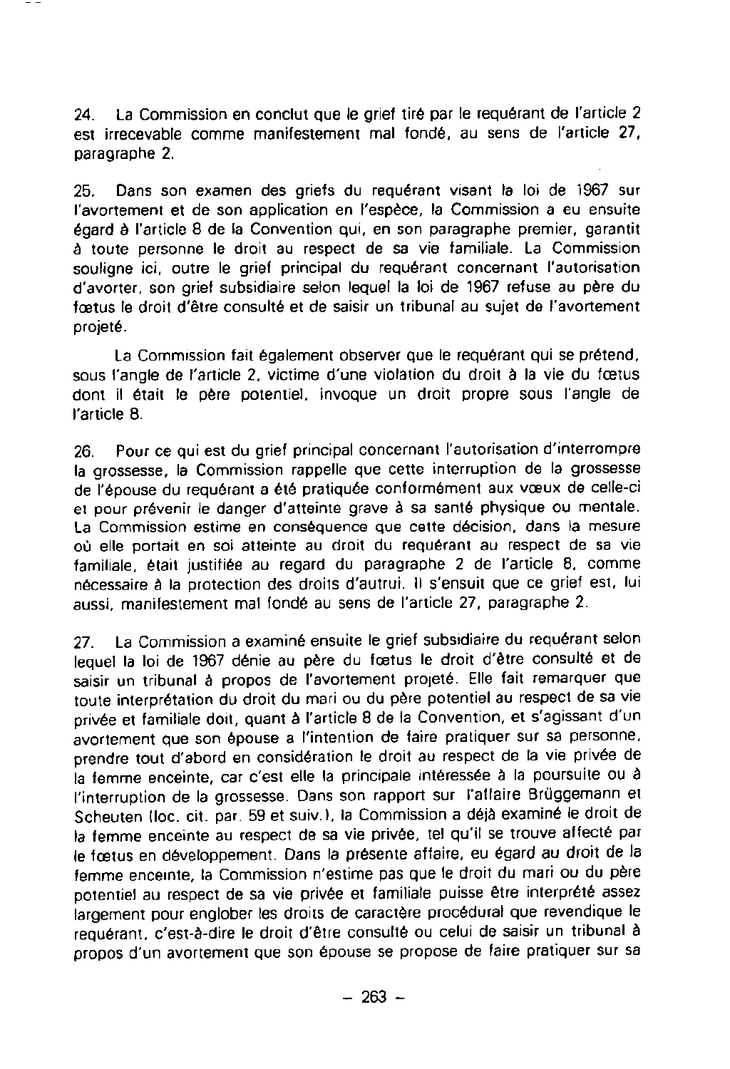24. La Commission en conclut que le grief tiré par le requérant de l'article 2 est irrecevable comme manifestement mal fondé, au sens de l'article 27, paragraphe 2.

25. Dans son examen des griefs du requérant visant la loi de 1967 sur l'avortement et de son application en l'espèce, la Commission a eu ensuite égard à l'article 8 de la Convention qui, en son paragraphe premier, garantit à toute personne le droit au respect de sa vie familiale. La Commission souligne ici, outre le grief principal du requérant concernant l'autorisation d'avorter, son grief subsidiaire selon lequel la loi de 1967 refuse au père du fœtus le droit d'être consulté et de saisir un tribunal au sujet de l'avortement projeté.

La Commission fait également observer que le requérant qui se prétend, sous l'angle de l'article 2, victime d'une violation du droit à la vie du fœtus dont il était le père potentiel, invoque un droit propre sous l'angle de l'article 8.

26. Pour ce qui est du grief principal concernant l'autorisation d'interrompre la grossesse, la Commission rappelle que cette interruption de la grossesse de l'épouse du requérant a été pratiquée conformément aux vœux de celle-ci et pour prévenir le danger d'atteinte grave à sa santé physique ou mentale. La Commission estime en conséquence que cette décision, dans la mesure où elle portait en soi atteinte au droit du requérant au respect de sa vie familiale, était justifiée au regard du paragraphe 2 de l'article 8, comme nécessaire à la protection des droits d'autrui. Il s'ensuit que ce grief est, lui aussi, manifestement mal fondé au sens de l'article 27, paragraphe 2.

27. La Commission a examiné ensuite le grief subsidiaire du requérant selon lequel la loi de 1967 dénie au père du fœtus le droit d'être consulté et de saisir un tribunal à propos de l'avortement projeté. Elle fait remarquer que toute interprétation du droit du mari ou du père potentiel au respect de sa vie privée et familiale doit, quant à l'article 8 de la Convention, et s'agissant d'un avortement que son épouse a l'intention de faire pratiquer sur sa personne, prendre tout d'abord en considération le droit au respect de la vie privée de la femme enceinte, car c'est elle la principale intéressée à la poursuite ou à l'interruption de la grossesse. Dans son rapport sur l'affaire Brüggemann et Scheuten (loc. cit. par. 59 et suiv.), la Commission a déjà examiné le droit de la femme enceinte au respect de sa vie privée, tel qu'il se trouve affecté par le fœtus en développement. Dans la présente affaire, eu égard au droit de la femme enceinte, la Commission n'estime pas que le droit du mari ou du père potentiel au respect de sa vie privée et familiale puisse être interprété assez largement pour englober les droits de caractère procédural que revendique le requérant, c'est-à-dire le droit d'être consulté ou celui de saisir un tribunal à propos d'un avortement que son épouse se propose de faire pratiquer sur sa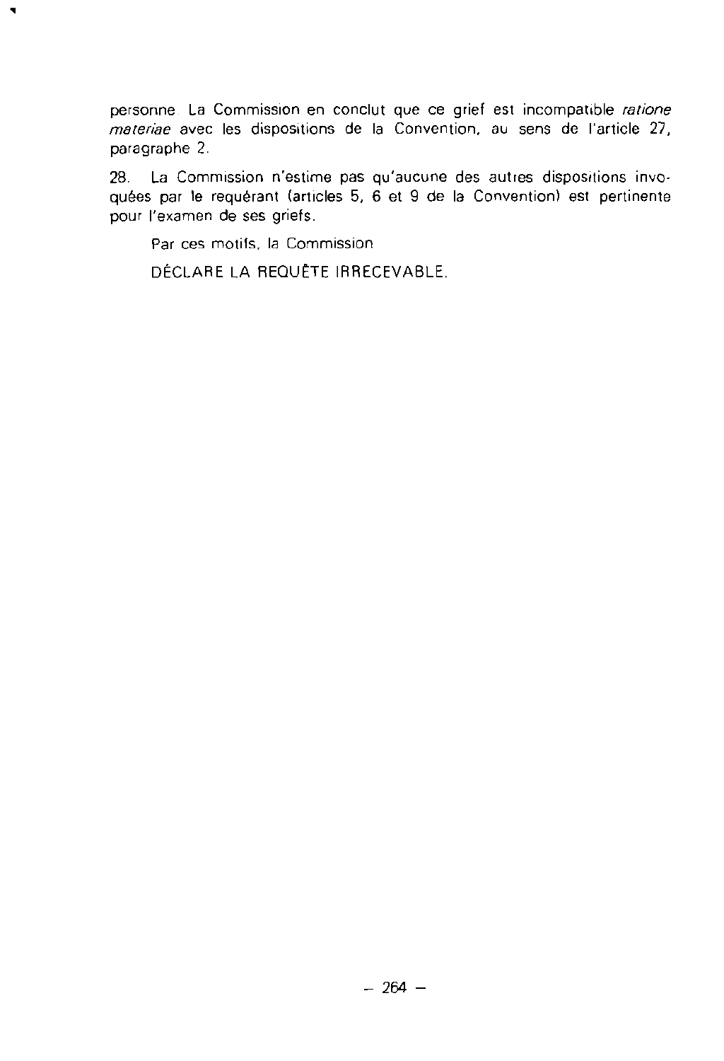personne. La Commission en conclut que ce grief est incompatible *ratione materiae* avec les dispositions de la Convention, au sens de l'article 27, paragraphe 2.

28. La Commission n'estime pas qu'aucune des autres dispositions invoquées par le requérant (articles 5, 6 et 9 de la Convention) est pertinente pour l'examen de ses griefs.

Par ces motifs, la Commission

DÉCLARE LA REQUÊTE IRRECEVABLE.